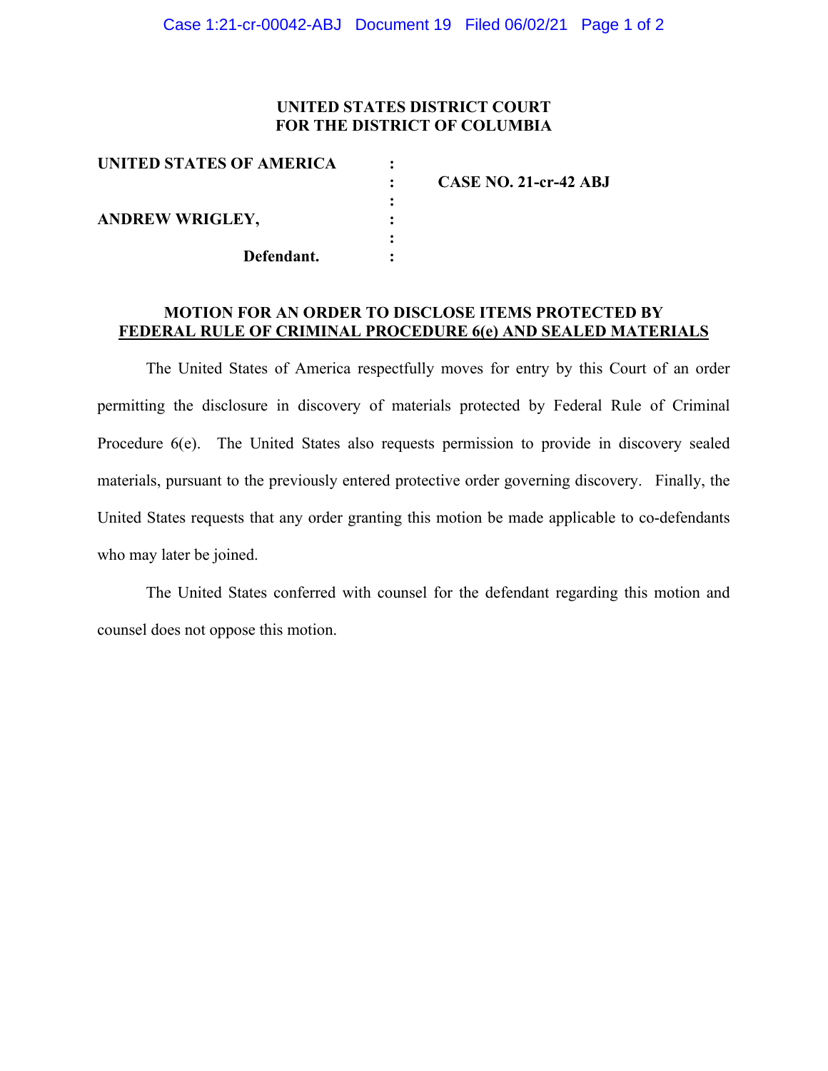**UNITED STATES DISTRICT COURT**
**FOR THE DISTRICT OF COLUMBIA**

| | | |
|---|---|---|
| **UNITED STATES OF AMERICA** | : | |
| | : | **CASE NO. 21-cr-42 ABJ** |
| | : | |
| **ANDREW WRIGLEY,** | : | |
| | : | |
| **Defendant.** | : | |

**MOTION FOR AN ORDER TO DISCLOSE ITEMS PROTECTED BY**
**FEDERAL RULE OF CRIMINAL PROCEDURE 6(e) AND SEALED MATERIALS**

The United States of America respectfully moves for entry by this Court of an order permitting the disclosure in discovery of materials protected by Federal Rule of Criminal Procedure 6(e). The United States also requests permission to provide in discovery sealed materials, pursuant to the previously entered protective order governing discovery. Finally, the United States requests that any order granting this motion be made applicable to co-defendants who may later be joined.

The United States conferred with counsel for the defendant regarding this motion and counsel does not oppose this motion.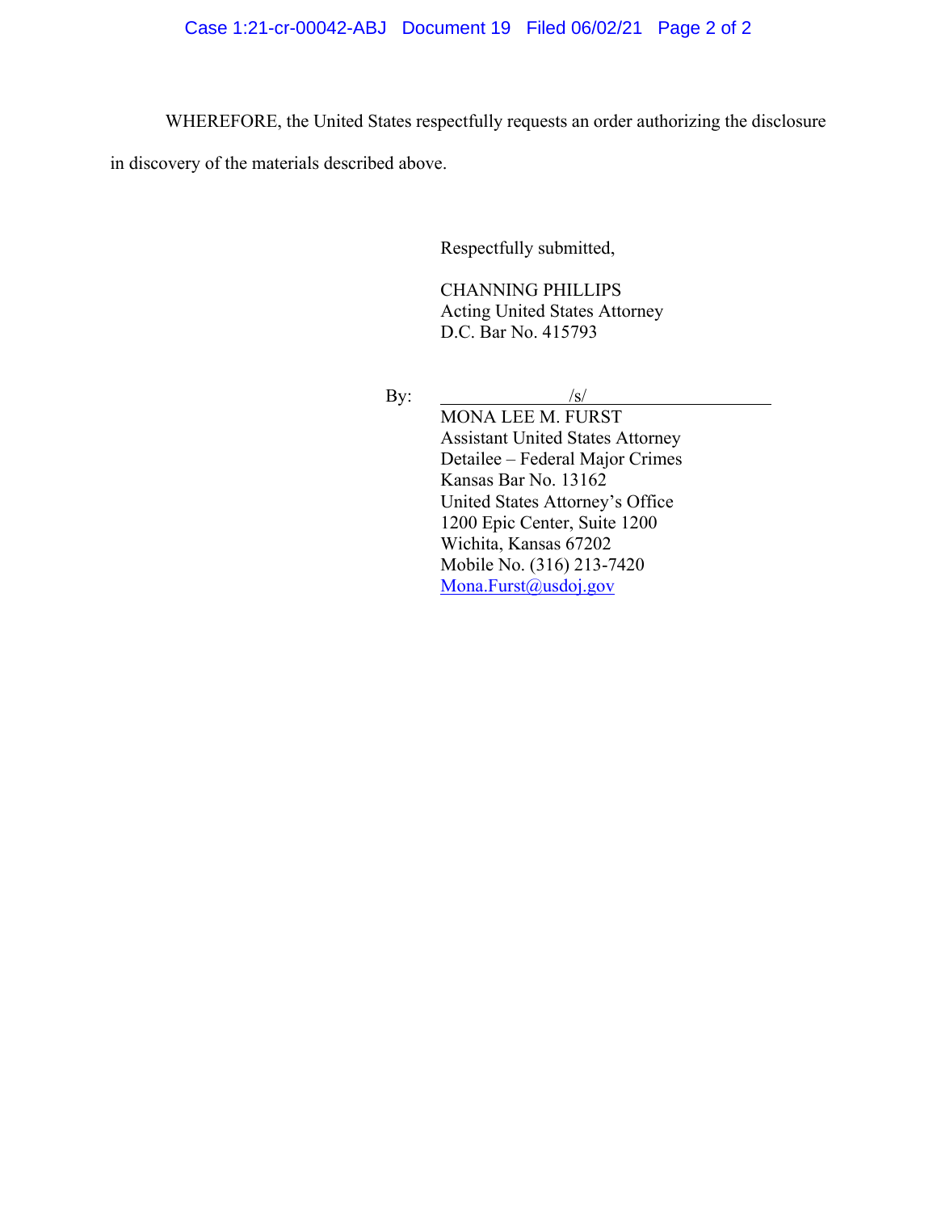WHEREFORE, the United States respectfully requests an order authorizing the disclosure in discovery of the materials described above.

Respectfully submitted,

CHANNING PHILLIPS
Acting United States Attorney
D.C. Bar No. 415793

By: /s/
MONA LEE M. FURST
Assistant United States Attorney
Detailee – Federal Major Crimes
Kansas Bar No. 13162
United States Attorney's Office
1200 Epic Center, Suite 1200
Wichita, Kansas 67202
Mobile No. (316) 213-7420
Mona.Furst@usdoj.gov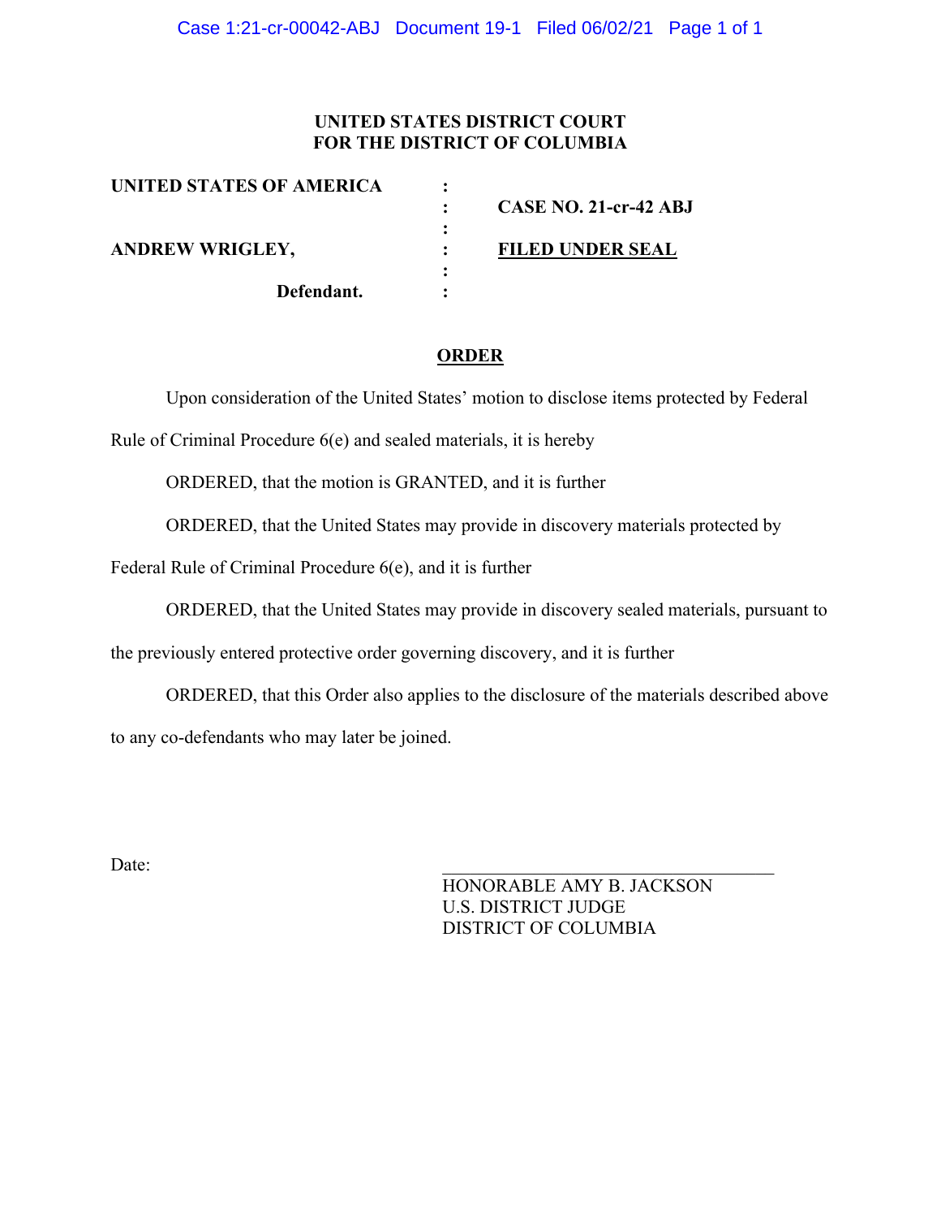**UNITED STATES DISTRICT COURT**
**FOR THE DISTRICT OF COLUMBIA**

| | | |
|---|---|---|
| **UNITED STATES OF AMERICA** | : | |
| | : | **CASE NO. 21-cr-42 ABJ** |
| | : | |
| **ANDREW WRIGLEY,** | : | **FILED UNDER SEAL** |
| | : | |
| **Defendant.** | : | |

# ORDER

Upon consideration of the United States' motion to disclose items protected by Federal Rule of Criminal Procedure 6(e) and sealed materials, it is hereby

ORDERED, that the motion is GRANTED, and it is further

ORDERED, that the United States may provide in discovery materials protected by Federal Rule of Criminal Procedure 6(e), and it is further

ORDERED, that the United States may provide in discovery sealed materials, pursuant to the previously entered protective order governing discovery, and it is further

ORDERED, that this Order also applies to the disclosure of the materials described above to any co-defendants who may later be joined.

Date:

\_\_\_\_\_\_\_\_\_\_\_\_\_\_\_\_\_\_\_\_\_\_\_\_\_\_\_\_\_\_\_\_\_\_\_\_
HONORABLE AMY B. JACKSON
U.S. DISTRICT JUDGE
DISTRICT OF COLUMBIA